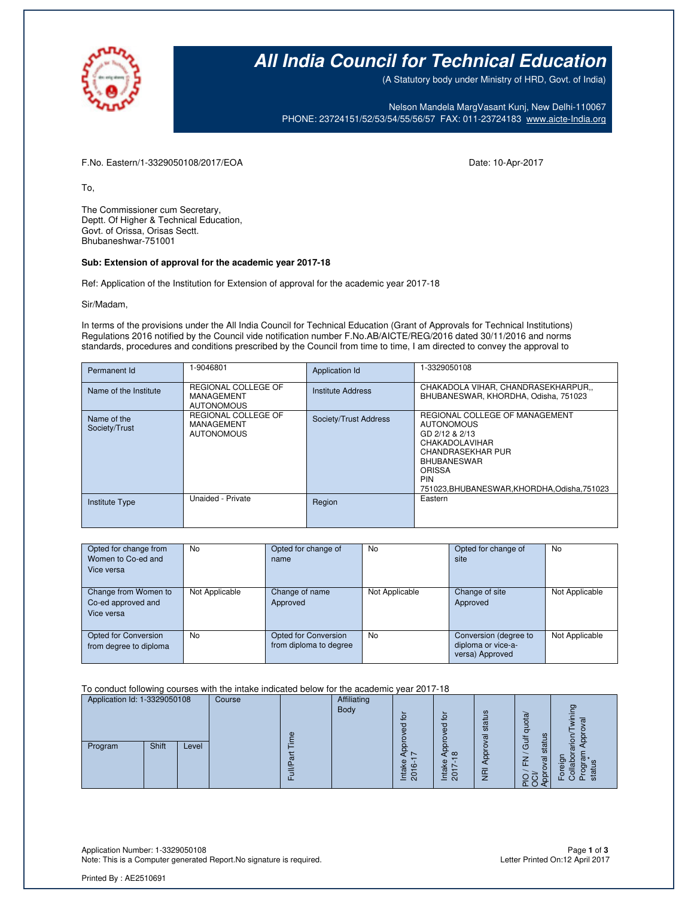# All India Council for Technical Education

(A Statutory body under Ministry of HRD, Govt. of India)

Nelson Mandela MargVasant Kunj, New Delhi-110067
PHONE: 23724151/52/53/54/55/56/57 FAX: 011-23724183 www.aicte-India.org

F.No. Eastern/1-3329050108/2017/EOA

Date: 10-Apr-2017

To,

The Commissioner cum Secretary,
Deptt. Of Higher & Technical Education,
Govt. of Orissa, Orisas Sectt.
Bhubaneshwar-751001

**Sub: Extension of approval for the academic year 2017-18**

Ref: Application of the Institution for Extension of approval for the academic year 2017-18

Sir/Madam,

In terms of the provisions under the All India Council for Technical Education (Grant of Approvals for Technical Institutions) Regulations 2016 notified by the Council vide notification number F.No.AB/AICTE/REG/2016 dated 30/11/2016 and norms standards, procedures and conditions prescribed by the Council from time to time, I am directed to convey the approval to

| Permanent Id | 1-9046801 | Application Id | 1-3329050108 |
|---|---|---|---|
| Name of the Institute | REGIONAL COLLEGE OF MANAGEMENT AUTONOMOUS | Institute Address | CHAKADOLA VIHAR, CHANDRASEKHARPUR,, BHUBANESWAR, KHORDHA, Odisha, 751023 |
| Name of the Society/Trust | REGIONAL COLLEGE OF MANAGEMENT AUTONOMOUS | Society/Trust Address | REGIONAL COLLEGE OF MANAGEMENT AUTONOMOUS GD 2/12 & 2/13 CHAKADOLAVIHAR CHANDRASEKHAR PUR BHUBANESWAR ORISSA PIN 751023,BHUBANESWAR,KHORDHA,Odisha,751023 |
| Institute Type | Unaided - Private | Region | Eastern |

| Opted for change from Women to Co-ed and Vice versa | No | Opted for change of name | No | Opted for change of site | No |
|---|---|---|---|---|---|
| Change from Women to Co-ed approved and Vice versa | Not Applicable | Change of name Approved | Not Applicable | Change of site Approved | Not Applicable |
| Opted for Conversion from degree to diploma | No | Opted for Conversion from diploma to degree | No | Conversion (degree to diploma or vice-a-versa) Approved | Not Applicable |

To conduct following courses with the intake indicated below for the academic year 2017-18

| Application Id: 1-3329050108 | | | Course | Full/Part Time | Affiliating Body | Intake Approved for 2016-17 | Intake Approved for 2017-18 | NRI Approval status | PIO / FN / Gulf quota/ OCI/ Approval status | Foreign Collaboration/Twining Program Approval status* |
|---|---|---|---|---|---|---|---|---|---|---|
| Program | Shift | Level | | | | | | | | |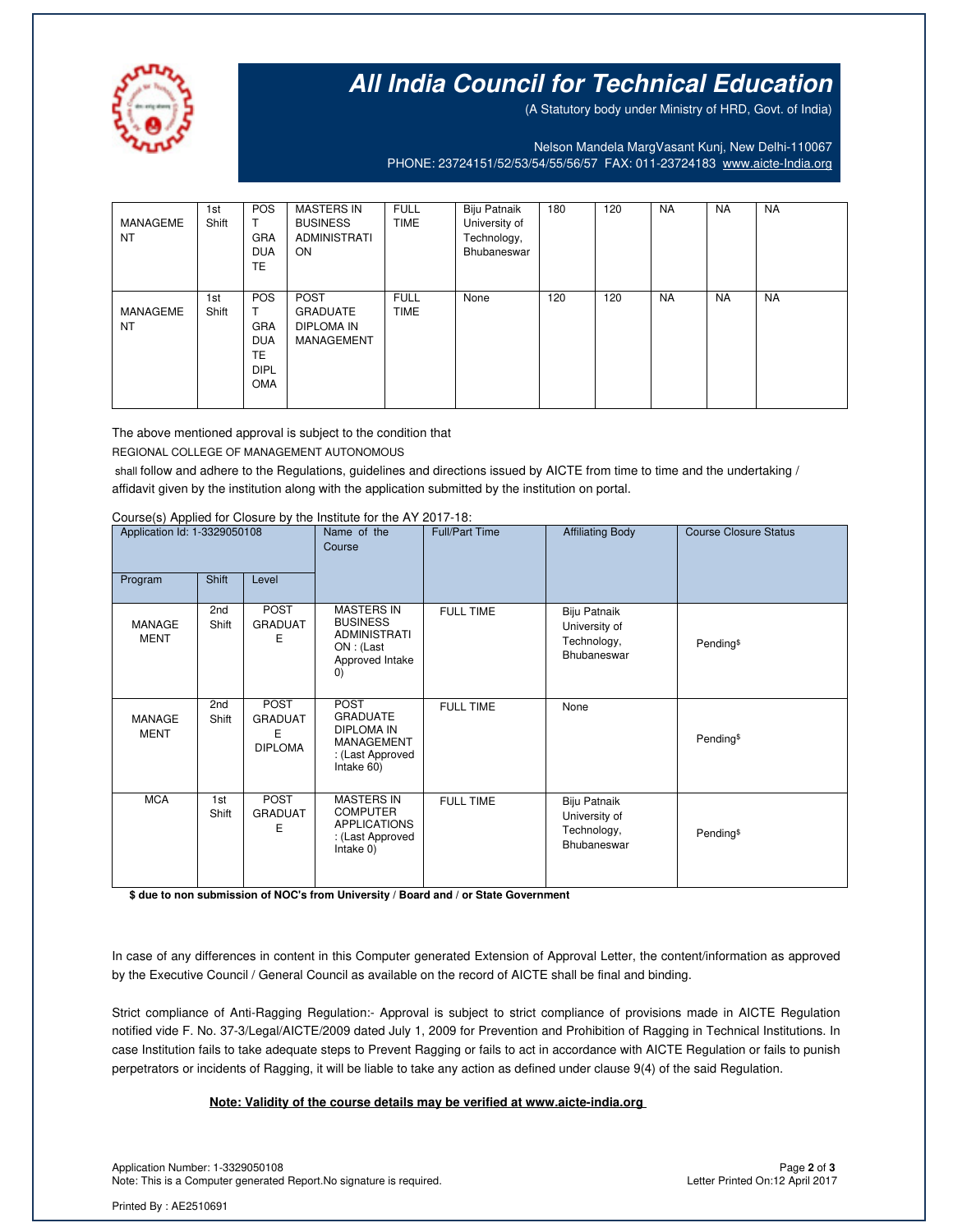# All India Council for Technical Education

(A Statutory body under Ministry of HRD, Govt. of India)

Nelson Mandela MargVasant Kunj, New Delhi-110067
PHONE: 23724151/52/53/54/55/56/57 FAX: 011-23724183 www.aicte-India.org

| | | | | | | | | | | |
|---|---|---|---|---|---|---|---|---|---|---|
| MANAGEMENT | 1st Shift | POST GRADUATE | MASTERS IN BUSINESS ADMINISTRATION | FULL TIME | Biju Patnaik University of Technology, Bhubaneswar | 180 | 120 | NA | NA | NA |
| MANAGEMENT | 1st Shift | POST GRADUATE DIPLOMA | POST GRADUATE DIPLOMA IN MANAGEMENT | FULL TIME | None | 120 | 120 | NA | NA | NA |

The above mentioned approval is subject to the condition that

REGIONAL COLLEGE OF MANAGEMENT AUTONOMOUS

shall follow and adhere to the Regulations, guidelines and directions issued by AICTE from time to time and the undertaking / affidavit given by the institution along with the application submitted by the institution on portal.

Course(s) Applied for Closure by the Institute for the AY 2017-18:

| Application Id: 1-3329050108 | | | Name of the Course | Full/Part Time | Affiliating Body | Course Closure Status |
|---|---|---|---|---|---|---|
| Program | Shift | Level | | | | |
| MANAGEMENT | 2nd Shift | POST GRADUATE | MASTERS IN BUSINESS ADMINISTRATION : (Last Approved Intake 0) | FULL TIME | Biju Patnaik University of Technology, Bhubaneswar | Pending$ |
| MANAGEMENT | 2nd Shift | POST GRADUATE DIPLOMA | POST GRADUATE DIPLOMA IN MANAGEMENT : (Last Approved Intake 60) | FULL TIME | None | Pending$ |
| MCA | 1st Shift | POST GRADUATE | MASTERS IN COMPUTER APPLICATIONS : (Last Approved Intake 0) | FULL TIME | Biju Patnaik University of Technology, Bhubaneswar | Pending$ |

**$ due to non submission of NOC's from University / Board and / or State Government**

In case of any differences in content in this Computer generated Extension of Approval Letter, the content/information as approved by the Executive Council / General Council as available on the record of AICTE shall be final and binding.

Strict compliance of Anti-Ragging Regulation:- Approval is subject to strict compliance of provisions made in AICTE Regulation notified vide F. No. 37-3/Legal/AICTE/2009 dated July 1, 2009 for Prevention and Prohibition of Ragging in Technical Institutions. In case Institution fails to take adequate steps to Prevent Ragging or fails to act in accordance with AICTE Regulation or fails to punish perpetrators or incidents of Ragging, it will be liable to take any action as defined under clause 9(4) of the said Regulation.

**Note: Validity of the course details may be verified at www.aicte-india.org**

Application Number: 1-3329050108
Note: This is a Computer generated Report.No signature is required.

Letter Printed On:12 April 2017

Printed By : AE2510691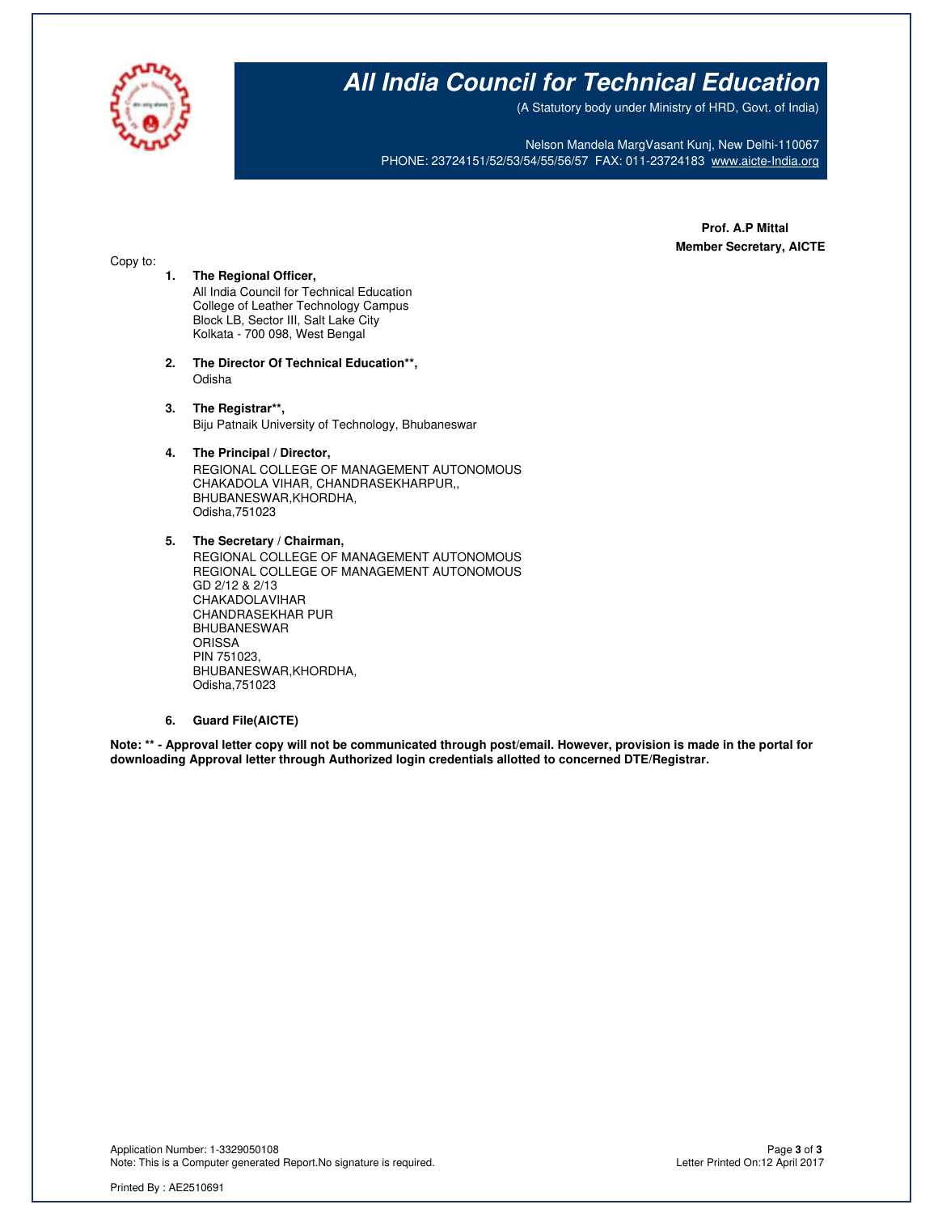**Prof. A.P Mittal**
**Member Secretary, AICTE**

Copy to:

1. **The Regional Officer,**
   All India Council for Technical Education
   College of Leather Technology Campus
   Block LB, Sector III, Salt Lake City
   Kolkata - 700 098, West Bengal

2. **The Director Of Technical Education\*\*,**
   Odisha

3. **The Registrar\*\*,**
   Biju Patnaik University of Technology, Bhubaneswar

4. **The Principal / Director,**
   REGIONAL COLLEGE OF MANAGEMENT AUTONOMOUS
   CHAKADOLA VIHAR, CHANDRASEKHARPUR,,
   BHUBANESWAR,KHORDHA,
   Odisha,751023

5. **The Secretary / Chairman,**
   REGIONAL COLLEGE OF MANAGEMENT AUTONOMOUS
   REGIONAL COLLEGE OF MANAGEMENT AUTONOMOUS
   GD 2/12 & 2/13
   CHAKADOLAVIHAR
   CHANDRASEKHAR PUR
   BHUBANESWAR
   ORISSA
   PIN 751023,
   BHUBANESWAR,KHORDHA,
   Odisha,751023

6. **Guard File(AICTE)**

**Note: \*\* - Approval letter copy will not be communicated through post/email. However, provision is made in the portal for downloading Approval letter through Authorized login credentials allotted to concerned DTE/Registrar.**

Application Number: 1-3329050108
Note: This is a Computer generated Report.No signature is required.
Letter Printed On:12 April 2017

Printed By : AE2510691